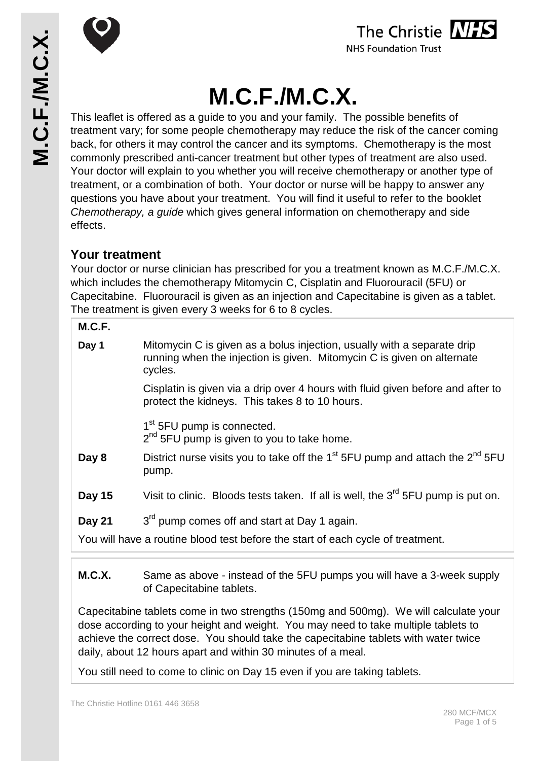# M.C.F./M.C.X.

This leaflet is offered as a guide to you and your family. The possible benefits of treatment vary; for some people chemotherapy may reduce the risk of the cancer coming back, for others it may control the cancer and its symptoms. Chemotherapy is the most commonly prescribed anti-cancer treatment but other types of treatment are also used. Your doctor will explain to you whether you will receive chemotherapy or another type of treatment, or a combination of both. Your doctor or nurse will be happy to answer any questions you have about your treatment. You will find it useful to refer to the booklet *Chemotherapy, a guide* which gives general information on chemotherapy and side effects.

## Your treatment

Your doctor or nurse clinician has prescribed for you a treatment known as M.C.F./M.C.X. which includes the chemotherapy Mitomycin C, Cisplatin and Fluorouracil (5FU) or Capecitabine. Fluorouracil is given as an injection and Capecitabine is given as a tablet. The treatment is given every 3 weeks for 6 to 8 cycles.

**M.C.F.**

**Day 1** — Mitomycin C is given as a bolus injection, usually with a separate drip running when the injection is given. Mitomycin C is given on alternate cycles.

Cisplatin is given via a drip over 4 hours with fluid given before and after to protect the kidneys. This takes 8 to 10 hours.

1st 5FU pump is connected.
2nd 5FU pump is given to you to take home.

**Day 8** — District nurse visits you to take off the 1st 5FU pump and attach the 2nd 5FU pump.

**Day 15** — Visit to clinic. Bloods tests taken. If all is well, the 3rd 5FU pump is put on.

**Day 21** — 3rd pump comes off and start at Day 1 again.

You will have a routine blood test before the start of each cycle of treatment.

**M.C.X.** — Same as above - instead of the 5FU pumps you will have a 3-week supply of Capecitabine tablets.

Capecitabine tablets come in two strengths (150mg and 500mg). We will calculate your dose according to your height and weight. You may need to take multiple tablets to achieve the correct dose. You should take the capecitabine tablets with water twice daily, about 12 hours apart and within 30 minutes of a meal.

You still need to come to clinic on Day 15 even if you are taking tablets.

The Christie Hotline 0161 446 3658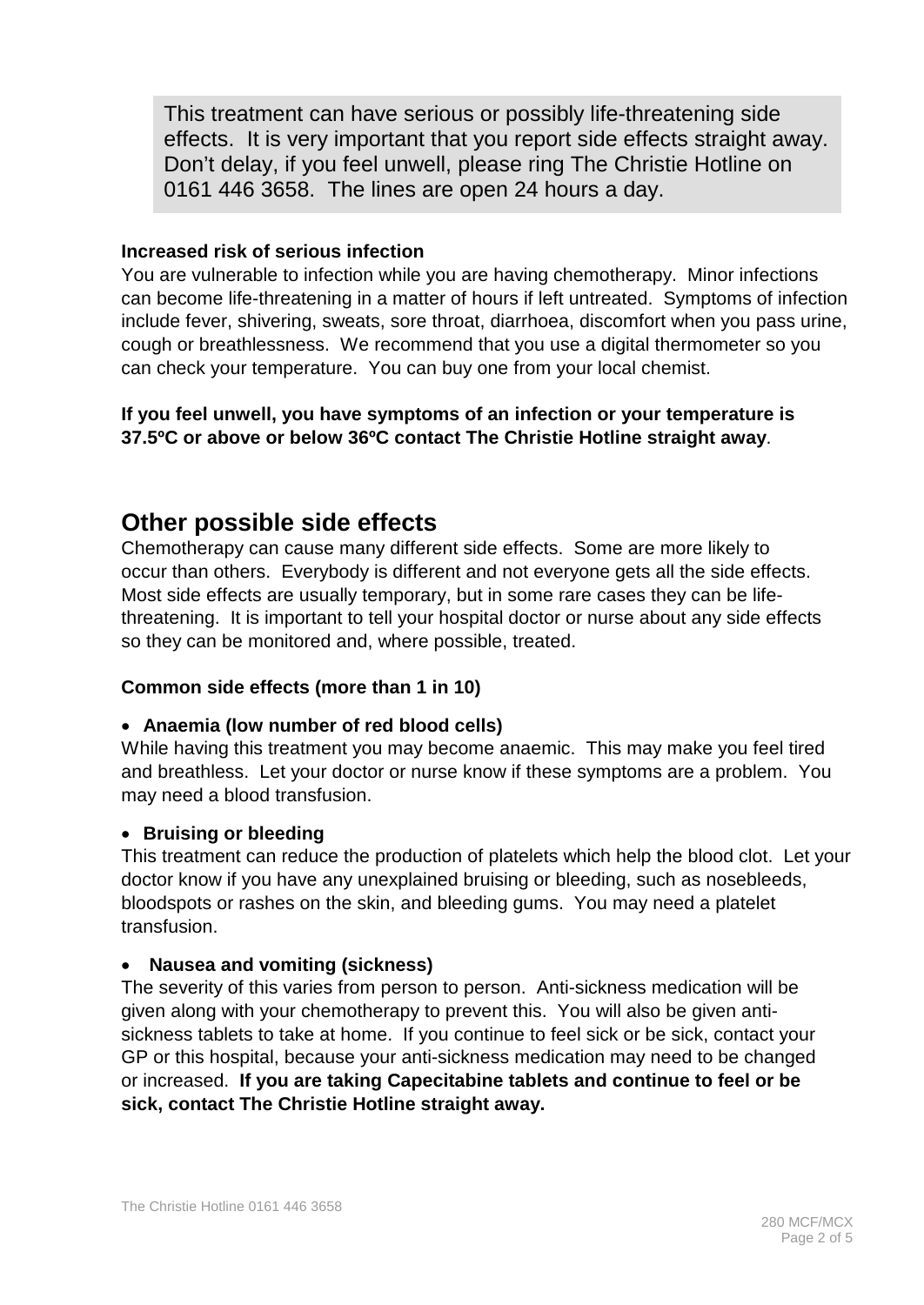This treatment can have serious or possibly life-threatening side effects. It is very important that you report side effects straight away. Don't delay, if you feel unwell, please ring The Christie Hotline on 0161 446 3658. The lines are open 24 hours a day.

**Increased risk of serious infection**

You are vulnerable to infection while you are having chemotherapy. Minor infections can become life-threatening in a matter of hours if left untreated. Symptoms of infection include fever, shivering, sweats, sore throat, diarrhoea, discomfort when you pass urine, cough or breathlessness. We recommend that you use a digital thermometer so you can check your temperature. You can buy one from your local chemist.

**If you feel unwell, you have symptoms of an infection or your temperature is 37.5ºC or above or below 36ºC contact The Christie Hotline straight away**.

## Other possible side effects

Chemotherapy can cause many different side effects. Some are more likely to occur than others. Everybody is different and not everyone gets all the side effects. Most side effects are usually temporary, but in some rare cases they can be life-threatening. It is important to tell your hospital doctor or nurse about any side effects so they can be monitored and, where possible, treated.

**Common side effects (more than 1 in 10)**

- **Anaemia (low number of red blood cells)**

While having this treatment you may become anaemic. This may make you feel tired and breathless. Let your doctor or nurse know if these symptoms are a problem. You may need a blood transfusion.

- **Bruising or bleeding**

This treatment can reduce the production of platelets which help the blood clot. Let your doctor know if you have any unexplained bruising or bleeding, such as nosebleeds, bloodspots or rashes on the skin, and bleeding gums. You may need a platelet transfusion.

- **Nausea and vomiting (sickness)**

The severity of this varies from person to person. Anti-sickness medication will be given along with your chemotherapy to prevent this. You will also be given anti-sickness tablets to take at home. If you continue to feel sick or be sick, contact your GP or this hospital, because your anti-sickness medication may need to be changed or increased. **If you are taking Capecitabine tablets and continue to feel or be sick, contact The Christie Hotline straight away.**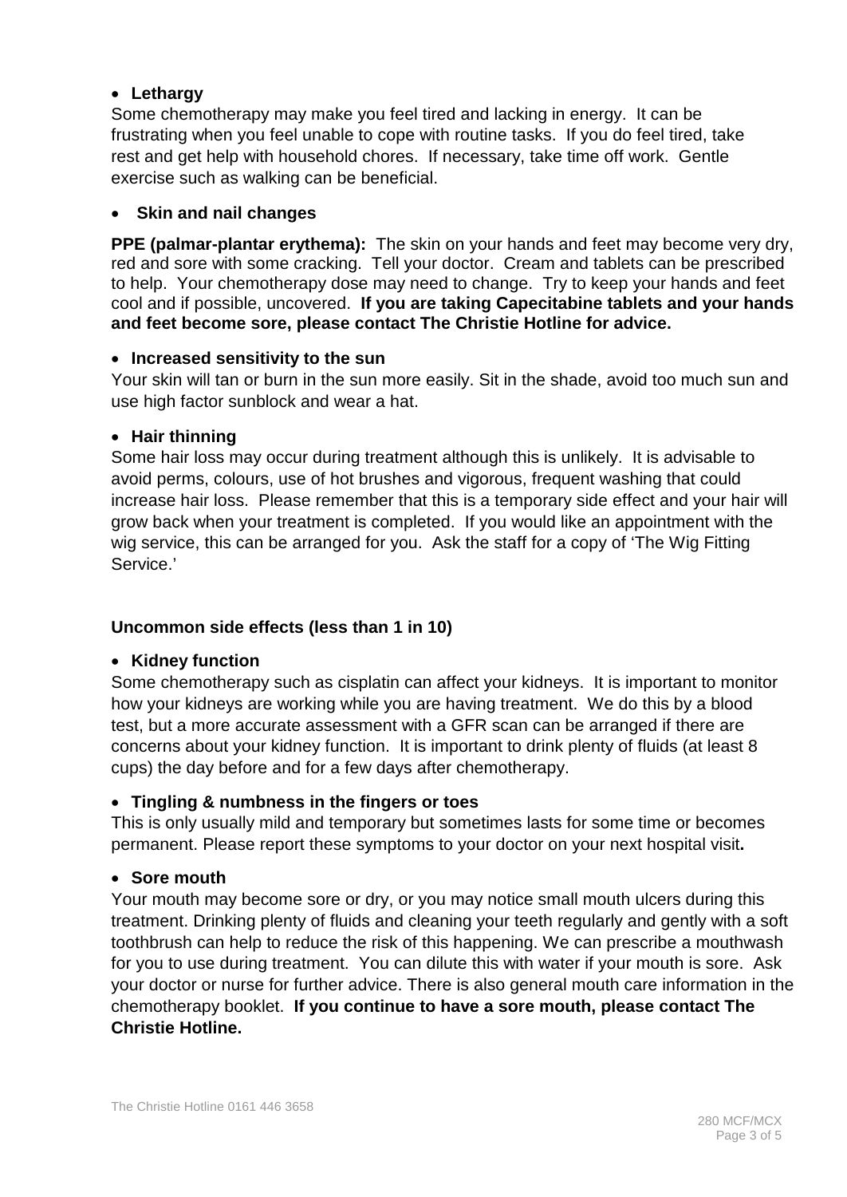- **Lethargy**

Some chemotherapy may make you feel tired and lacking in energy. It can be frustrating when you feel unable to cope with routine tasks. If you do feel tired, take rest and get help with household chores. If necessary, take time off work. Gentle exercise such as walking can be beneficial.

- **Skin and nail changes**

**PPE (palmar-plantar erythema):** The skin on your hands and feet may become very dry, red and sore with some cracking. Tell your doctor. Cream and tablets can be prescribed to help. Your chemotherapy dose may need to change. Try to keep your hands and feet cool and if possible, uncovered. **If you are taking Capecitabine tablets and your hands and feet become sore, please contact The Christie Hotline for advice.**

- **Increased sensitivity to the sun**

Your skin will tan or burn in the sun more easily. Sit in the shade, avoid too much sun and use high factor sunblock and wear a hat.

- **Hair thinning**

Some hair loss may occur during treatment although this is unlikely. It is advisable to avoid perms, colours, use of hot brushes and vigorous, frequent washing that could increase hair loss. Please remember that this is a temporary side effect and your hair will grow back when your treatment is completed. If you would like an appointment with the wig service, this can be arranged for you. Ask the staff for a copy of 'The Wig Fitting Service.'

**Uncommon side effects (less than 1 in 10)**

- **Kidney function**

Some chemotherapy such as cisplatin can affect your kidneys. It is important to monitor how your kidneys are working while you are having treatment. We do this by a blood test, but a more accurate assessment with a GFR scan can be arranged if there are concerns about your kidney function. It is important to drink plenty of fluids (at least 8 cups) the day before and for a few days after chemotherapy.

- **Tingling & numbness in the fingers or toes**

This is only usually mild and temporary but sometimes lasts for some time or becomes permanent. Please report these symptoms to your doctor on your next hospital visit**.**

- **Sore mouth**

Your mouth may become sore or dry, or you may notice small mouth ulcers during this treatment. Drinking plenty of fluids and cleaning your teeth regularly and gently with a soft toothbrush can help to reduce the risk of this happening. We can prescribe a mouthwash for you to use during treatment. You can dilute this with water if your mouth is sore. Ask your doctor or nurse for further advice. There is also general mouth care information in the chemotherapy booklet. **If you continue to have a sore mouth, please contact The Christie Hotline.**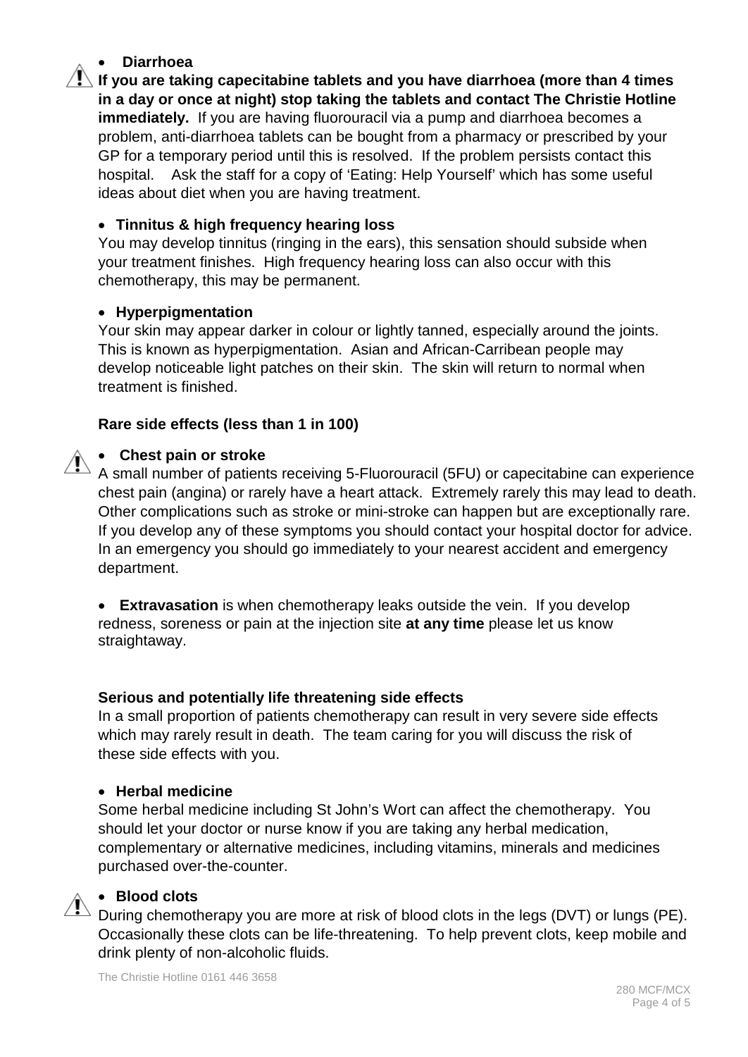- **Diarrhoea**

**If you are taking capecitabine tablets and you have diarrhoea (more than 4 times in a day or once at night) stop taking the tablets and contact The Christie Hotline immediately.** If you are having fluorouracil via a pump and diarrhoea becomes a problem, anti-diarrhoea tablets can be bought from a pharmacy or prescribed by your GP for a temporary period until this is resolved. If the problem persists contact this hospital. Ask the staff for a copy of 'Eating: Help Yourself' which has some useful ideas about diet when you are having treatment.

- **Tinnitus & high frequency hearing loss**

You may develop tinnitus (ringing in the ears), this sensation should subside when your treatment finishes. High frequency hearing loss can also occur with this chemotherapy, this may be permanent.

- **Hyperpigmentation**

Your skin may appear darker in colour or lightly tanned, especially around the joints. This is known as hyperpigmentation. Asian and African-Carribean people may develop noticeable light patches on their skin. The skin will return to normal when treatment is finished.

**Rare side effects (less than 1 in 100)**

- **Chest pain or stroke**

A small number of patients receiving 5-Fluorouracil (5FU) or capecitabine can experience chest pain (angina) or rarely have a heart attack. Extremely rarely this may lead to death. Other complications such as stroke or mini-stroke can happen but are exceptionally rare. If you develop any of these symptoms you should contact your hospital doctor for advice. In an emergency you should go immediately to your nearest accident and emergency department.

- **Extravasation** is when chemotherapy leaks outside the vein. If you develop redness, soreness or pain at the injection site **at any time** please let us know straightaway.

**Serious and potentially life threatening side effects**

In a small proportion of patients chemotherapy can result in very severe side effects which may rarely result in death. The team caring for you will discuss the risk of these side effects with you.

- **Herbal medicine**

Some herbal medicine including St John's Wort can affect the chemotherapy. You should let your doctor or nurse know if you are taking any herbal medication, complementary or alternative medicines, including vitamins, minerals and medicines purchased over-the-counter.

- **Blood clots**

During chemotherapy you are more at risk of blood clots in the legs (DVT) or lungs (PE). Occasionally these clots can be life-threatening. To help prevent clots, keep mobile and drink plenty of non-alcoholic fluids.

The Christie Hotline 0161 446 3658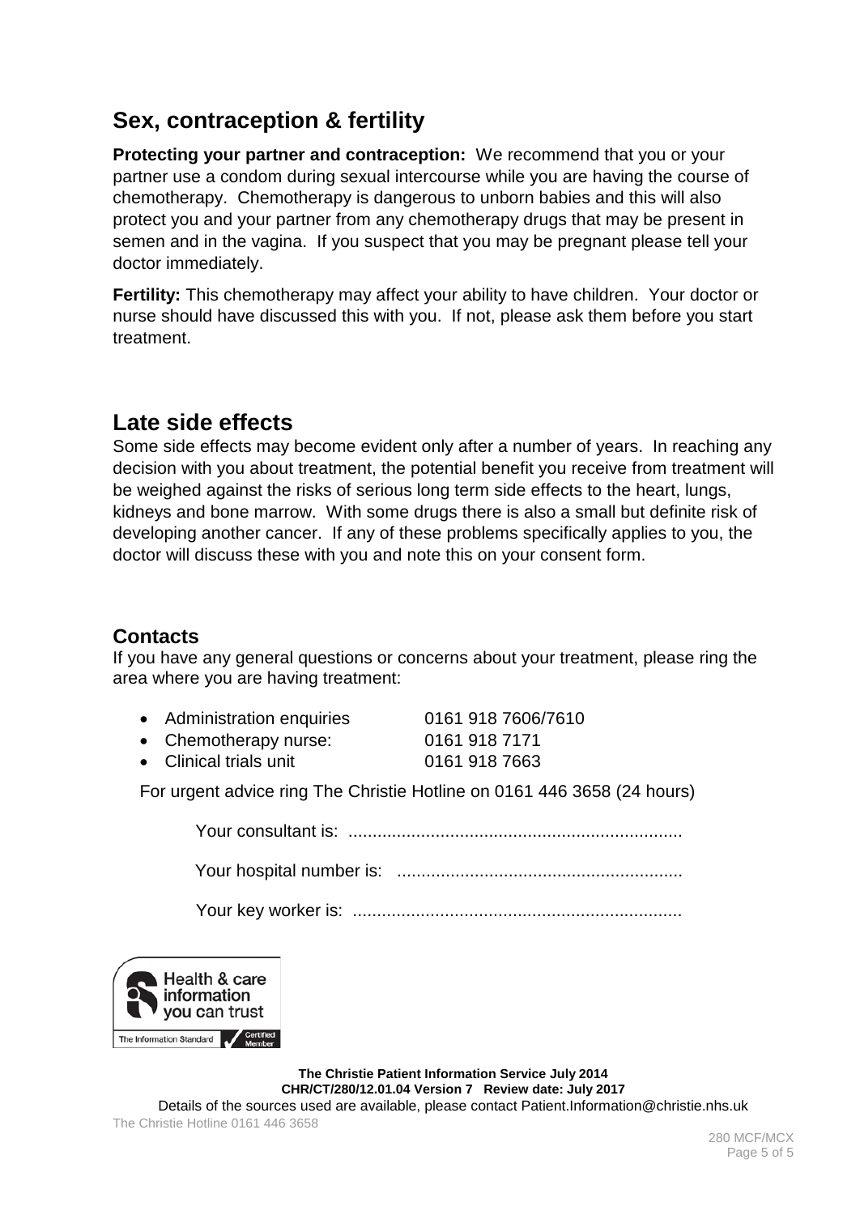## Sex, contraception & fertility

**Protecting your partner and contraception:** We recommend that you or your partner use a condom during sexual intercourse while you are having the course of chemotherapy. Chemotherapy is dangerous to unborn babies and this will also protect you and your partner from any chemotherapy drugs that may be present in semen and in the vagina. If you suspect that you may be pregnant please tell your doctor immediately.

**Fertility:** This chemotherapy may affect your ability to have children. Your doctor or nurse should have discussed this with you. If not, please ask them before you start treatment.

## Late side effects

Some side effects may become evident only after a number of years. In reaching any decision with you about treatment, the potential benefit you receive from treatment will be weighed against the risks of serious long term side effects to the heart, lungs, kidneys and bone marrow. With some drugs there is also a small but definite risk of developing another cancer. If any of these problems specifically applies to you, the doctor will discuss these with you and note this on your consent form.

### Contacts

If you have any general questions or concerns about your treatment, please ring the area where you are having treatment:

- Administration enquiries 0161 918 7606/7610
- Chemotherapy nurse: 0161 918 7171
- Clinical trials unit 0161 918 7663

For urgent advice ring The Christie Hotline on 0161 446 3658 (24 hours)

Your consultant is: ....................................................................

Your hospital number is: ..........................................................

Your key worker is: ...................................................................

Health & care information you can trust

The Information Standard Certified Member

**The Christie Patient Information Service July 2014**
**CHR/CT/280/12.01.04 Version 7 Review date: July 2017**

Details of the sources used are available, please contact Patient.Information@christie.nhs.uk